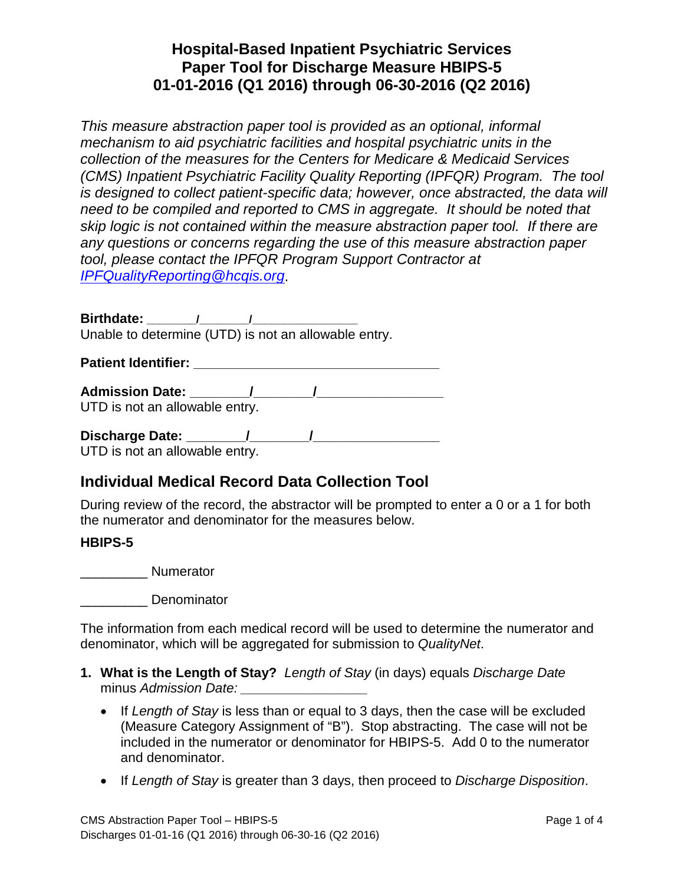# Hospital-Based Inpatient Psychiatric Services
# Paper Tool for Discharge Measure HBIPS-5
# 01-01-2016 (Q1 2016) through 06-30-2016 (Q2 2016)

*This measure abstraction paper tool is provided as an optional, informal mechanism to aid psychiatric facilities and hospital psychiatric units in the collection of the measures for the Centers for Medicare & Medicaid Services (CMS) Inpatient Psychiatric Facility Quality Reporting (IPFQR) Program. The tool is designed to collect patient-specific data; however, once abstracted, the data will need to be compiled and reported to CMS in aggregate. It should be noted that skip logic is not contained within the measure abstraction paper tool. If there are any questions or concerns regarding the use of this measure abstraction paper tool, please contact the IPFQR Program Support Contractor at [IPFQualityReporting@hcqis.org](mailto:IPFQualityReporting@hcqis.org).*

**Birthdate: ______/______/_____________**
Unable to determine (UTD) is not an allowable entry.

**Patient Identifier: ______________________________**

**Admission Date: _______/_______/_______________**
UTD is not an allowable entry.

**Discharge Date: _______/_______/_______________**
UTD is not an allowable entry.

## Individual Medical Record Data Collection Tool

During review of the record, the abstractor will be prompted to enter a 0 or a 1 for both the numerator and denominator for the measures below.

**HBIPS-5**

_________ Numerator

_________ Denominator

The information from each medical record will be used to determine the numerator and denominator, which will be aggregated for submission to *QualityNet*.

1. **What is the Length of Stay?** *Length of Stay* (in days) equals *Discharge Date* minus *Admission Date:* _______________
   - If *Length of Stay* is less than or equal to 3 days, then the case will be excluded (Measure Category Assignment of "B"). Stop abstracting. The case will not be included in the numerator or denominator for HBIPS-5. Add 0 to the numerator and denominator.
   - If *Length of Stay* is greater than 3 days, then proceed to *Discharge Disposition*.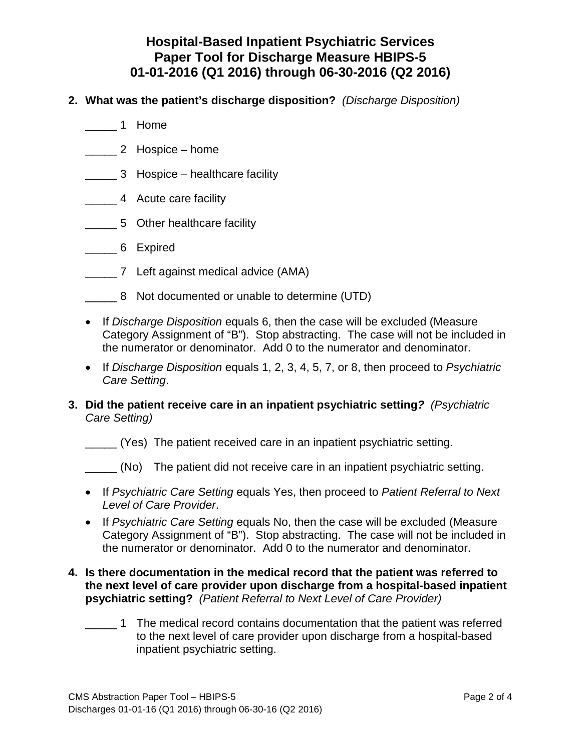# Hospital-Based Inpatient Psychiatric Services Paper Tool for Discharge Measure HBIPS-5 01-01-2016 (Q1 2016) through 06-30-2016 (Q2 2016)

**2. What was the patient's discharge disposition?** *(Discharge Disposition)*

_____ 1 Home

_____ 2 Hospice – home

_____ 3 Hospice – healthcare facility

_____ 4 Acute care facility

_____ 5 Other healthcare facility

_____ 6 Expired

_____ 7 Left against medical advice (AMA)

_____ 8 Not documented or unable to determine (UTD)

- If *Discharge Disposition* equals 6, then the case will be excluded (Measure Category Assignment of "B"). Stop abstracting. The case will not be included in the numerator or denominator. Add 0 to the numerator and denominator.
- If *Discharge Disposition* equals 1, 2, 3, 4, 5, 7, or 8, then proceed to *Psychiatric Care Setting*.

**3. Did the patient receive care in an inpatient psychiatric setting?** *(Psychiatric Care Setting)*

_____ (Yes) The patient received care in an inpatient psychiatric setting.

_____ (No) The patient did not receive care in an inpatient psychiatric setting.

- If *Psychiatric Care Setting* equals Yes, then proceed to *Patient Referral to Next Level of Care Provider*.
- If *Psychiatric Care Setting* equals No, then the case will be excluded (Measure Category Assignment of "B"). Stop abstracting. The case will not be included in the numerator or denominator. Add 0 to the numerator and denominator.

**4. Is there documentation in the medical record that the patient was referred to the next level of care provider upon discharge from a hospital-based inpatient psychiatric setting?** *(Patient Referral to Next Level of Care Provider)*

_____ 1 The medical record contains documentation that the patient was referred to the next level of care provider upon discharge from a hospital-based inpatient psychiatric setting.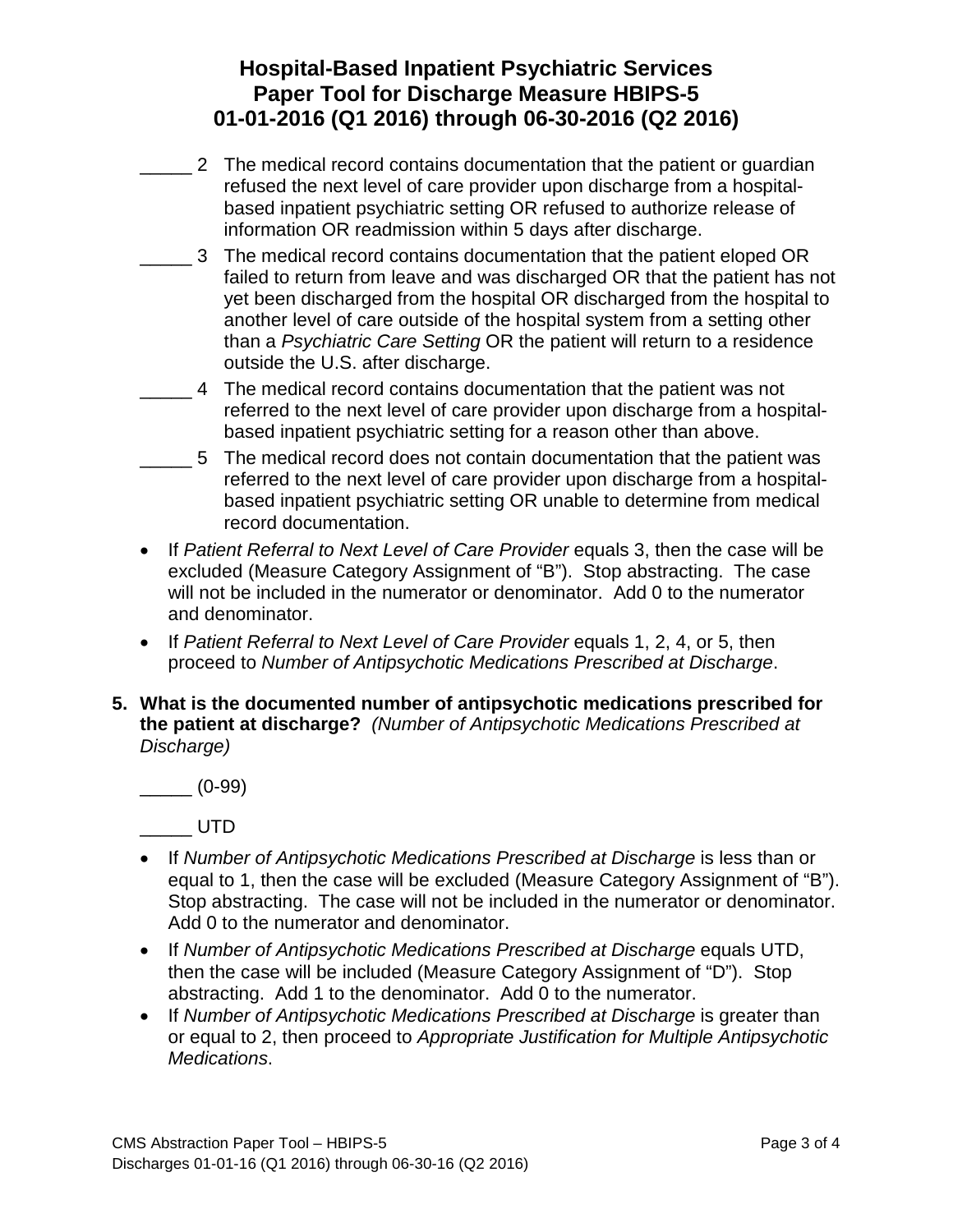_____ 2 The medical record contains documentation that the patient or guardian refused the next level of care provider upon discharge from a hospital-based inpatient psychiatric setting OR refused to authorize release of information OR readmission within 5 days after discharge.

_____ 3 The medical record contains documentation that the patient eloped OR failed to return from leave and was discharged OR that the patient has not yet been discharged from the hospital OR discharged from the hospital to another level of care outside of the hospital system from a setting other than a *Psychiatric Care Setting* OR the patient will return to a residence outside the U.S. after discharge.

_____ 4 The medical record contains documentation that the patient was not referred to the next level of care provider upon discharge from a hospital-based inpatient psychiatric setting for a reason other than above.

_____ 5 The medical record does not contain documentation that the patient was referred to the next level of care provider upon discharge from a hospital-based inpatient psychiatric setting OR unable to determine from medical record documentation.

- If *Patient Referral to Next Level of Care Provider* equals 3, then the case will be excluded (Measure Category Assignment of "B"). Stop abstracting. The case will not be included in the numerator or denominator. Add 0 to the numerator and denominator.
- If *Patient Referral to Next Level of Care Provider* equals 1, 2, 4, or 5, then proceed to *Number of Antipsychotic Medications Prescribed at Discharge*.

**5. What is the documented number of antipsychotic medications prescribed for the patient at discharge?** *(Number of Antipsychotic Medications Prescribed at Discharge)*

_____ (0-99)

_____ UTD

- If *Number of Antipsychotic Medications Prescribed at Discharge* is less than or equal to 1, then the case will be excluded (Measure Category Assignment of "B"). Stop abstracting. The case will not be included in the numerator or denominator. Add 0 to the numerator and denominator.
- If *Number of Antipsychotic Medications Prescribed at Discharge* equals UTD, then the case will be included (Measure Category Assignment of "D"). Stop abstracting. Add 1 to the denominator. Add 0 to the numerator.
- If *Number of Antipsychotic Medications Prescribed at Discharge* is greater than or equal to 2, then proceed to *Appropriate Justification for Multiple Antipsychotic Medications*.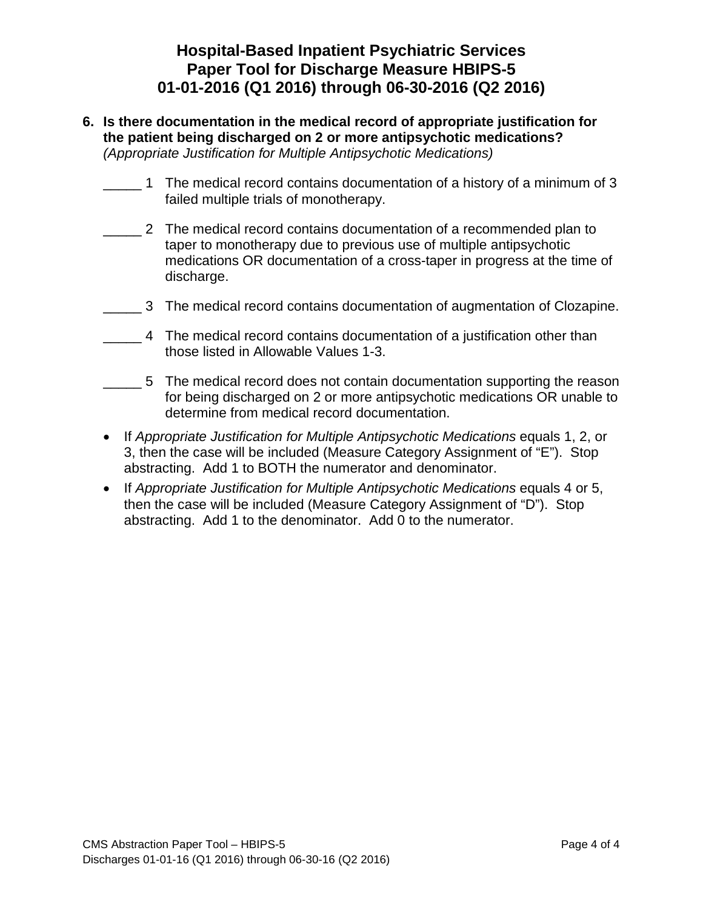# Hospital-Based Inpatient Psychiatric Services
# Paper Tool for Discharge Measure HBIPS-5
# 01-01-2016 (Q1 2016) through 06-30-2016 (Q2 2016)

**6. Is there documentation in the medical record of appropriate justification for the patient being discharged on 2 or more antipsychotic medications?**
*(Appropriate Justification for Multiple Antipsychotic Medications)*

_____ 1 The medical record contains documentation of a history of a minimum of 3 failed multiple trials of monotherapy.

_____ 2 The medical record contains documentation of a recommended plan to taper to monotherapy due to previous use of multiple antipsychotic medications OR documentation of a cross-taper in progress at the time of discharge.

_____ 3 The medical record contains documentation of augmentation of Clozapine.

_____ 4 The medical record contains documentation of a justification other than those listed in Allowable Values 1-3.

_____ 5 The medical record does not contain documentation supporting the reason for being discharged on 2 or more antipsychotic medications OR unable to determine from medical record documentation.

- If *Appropriate Justification for Multiple Antipsychotic Medications* equals 1, 2, or 3, then the case will be included (Measure Category Assignment of "E"). Stop abstracting. Add 1 to BOTH the numerator and denominator.
- If *Appropriate Justification for Multiple Antipsychotic Medications* equals 4 or 5, then the case will be included (Measure Category Assignment of "D"). Stop abstracting. Add 1 to the denominator. Add 0 to the numerator.